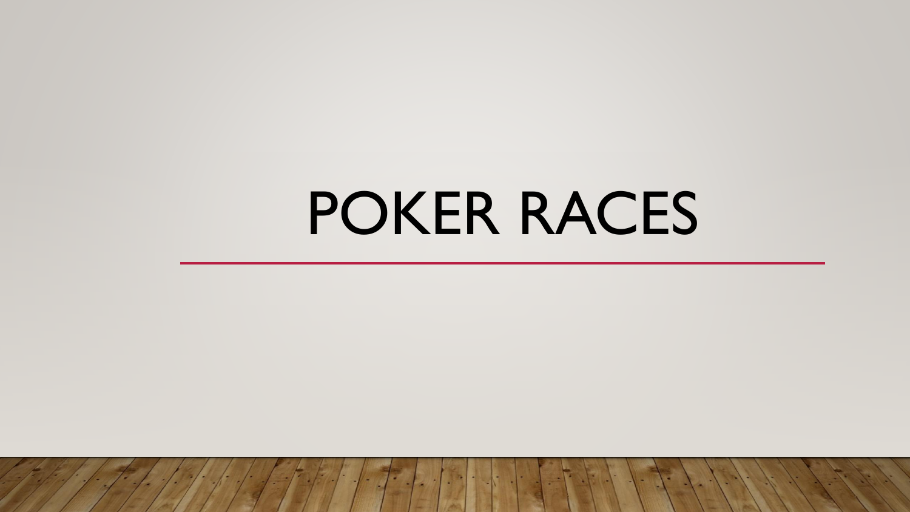# POKER RACES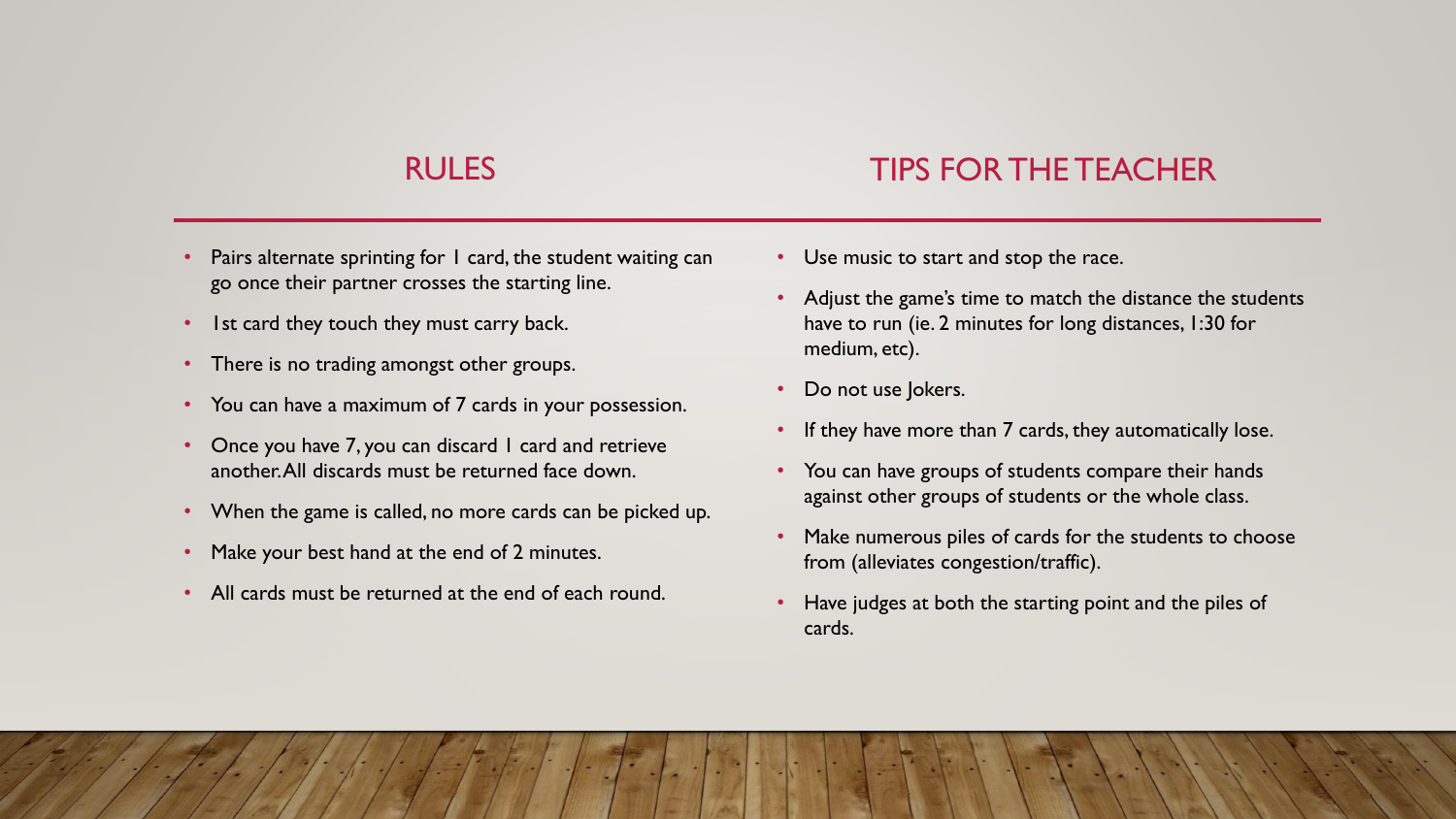## RULES

- Pairs alternate sprinting for 1 card, the student waiting can go once their partner crosses the starting line.
- 1st card they touch they must carry back.
- There is no trading amongst other groups.
- You can have a maximum of 7 cards in your possession.
- Once you have 7, you can discard 1 card and retrieve another. All discards must be returned face down.
- When the game is called, no more cards can be picked up.
- Make your best hand at the end of 2 minutes.
- All cards must be returned at the end of each round.

## TIPS FOR THE TEACHER

- Use music to start and stop the race.
- Adjust the game's time to match the distance the students have to run (ie. 2 minutes for long distances, 1:30 for medium, etc).
- Do not use Jokers.
- If they have more than 7 cards, they automatically lose.
- You can have groups of students compare their hands against other groups of students or the whole class.
- Make numerous piles of cards for the students to choose from (alleviates congestion/traffic).
- Have judges at both the starting point and the piles of cards.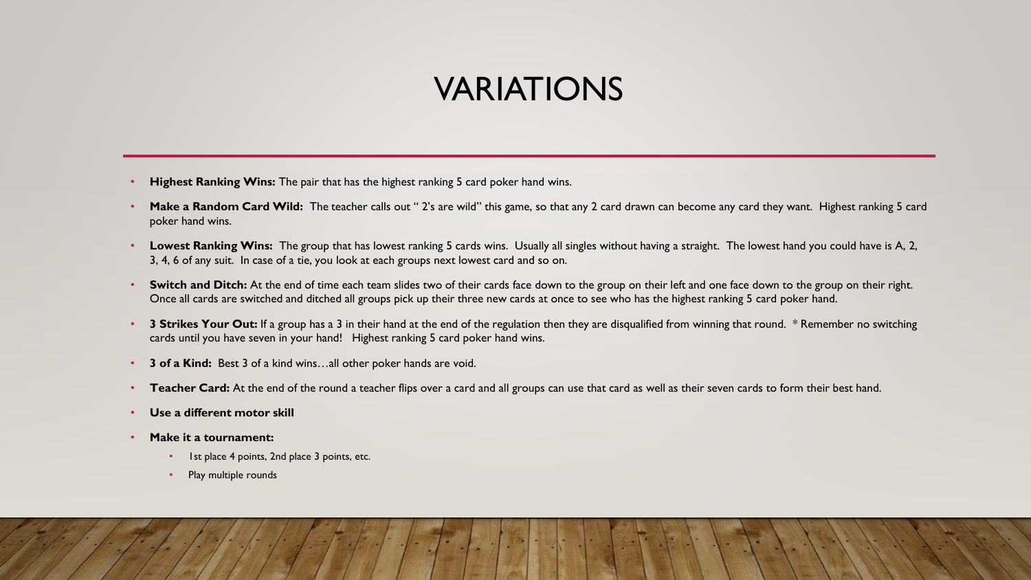# VARIATIONS

- **Highest Ranking Wins:** The pair that has the highest ranking 5 card poker hand wins.
- **Make a Random Card Wild:** The teacher calls out " 2's are wild" this game, so that any 2 card drawn can become any card they want. Highest ranking 5 card poker hand wins.
- **Lowest Ranking Wins:** The group that has lowest ranking 5 cards wins. Usually all singles without having a straight. The lowest hand you could have is A, 2, 3, 4, 6 of any suit. In case of a tie, you look at each groups next lowest card and so on.
- **Switch and Ditch:** At the end of time each team slides two of their cards face down to the group on their left and one face down to the group on their right. Once all cards are switched and ditched all groups pick up their three new cards at once to see who has the highest ranking 5 card poker hand.
- **3 Strikes Your Out:** If a group has a 3 in their hand at the end of the regulation then they are disqualified from winning that round. * Remember no switching cards until you have seven in your hand! Highest ranking 5 card poker hand wins.
- **3 of a Kind:** Best 3 of a kind wins…all other poker hands are void.
- **Teacher Card:** At the end of the round a teacher flips over a card and all groups can use that card as well as their seven cards to form their best hand.
- **Use a different motor skill**
- **Make it a tournament:**
  - 1st place 4 points, 2nd place 3 points, etc.
  - Play multiple rounds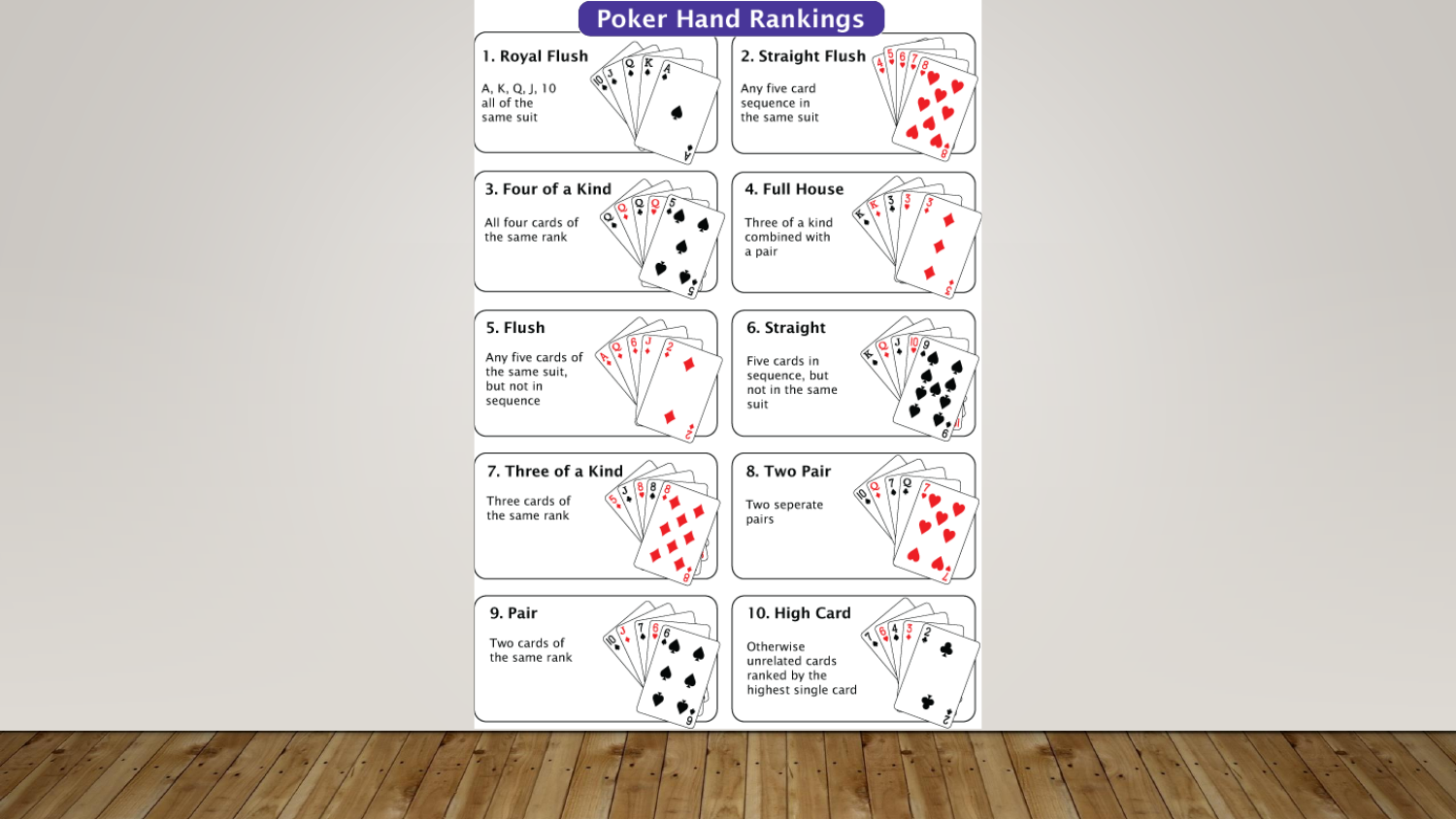# Poker Hand Rankings

**1. Royal Flush**

A, K, Q, J, 10 all of the same suit

**2. Straight Flush**

Any five card sequence in the same suit

**3. Four of a Kind**

All four cards of the same rank

**4. Full House**

Three of a kind combined with a pair

**5. Flush**

Any five cards of the same suit, but not in sequence

**6. Straight**

Five cards in sequence, but not in the same suit

**7. Three of a Kind**

Three cards of the same rank

**8. Two Pair**

Two seperate pairs

**9. Pair**

Two cards of the same rank

**10. High Card**

Otherwise unrelated cards ranked by the highest single card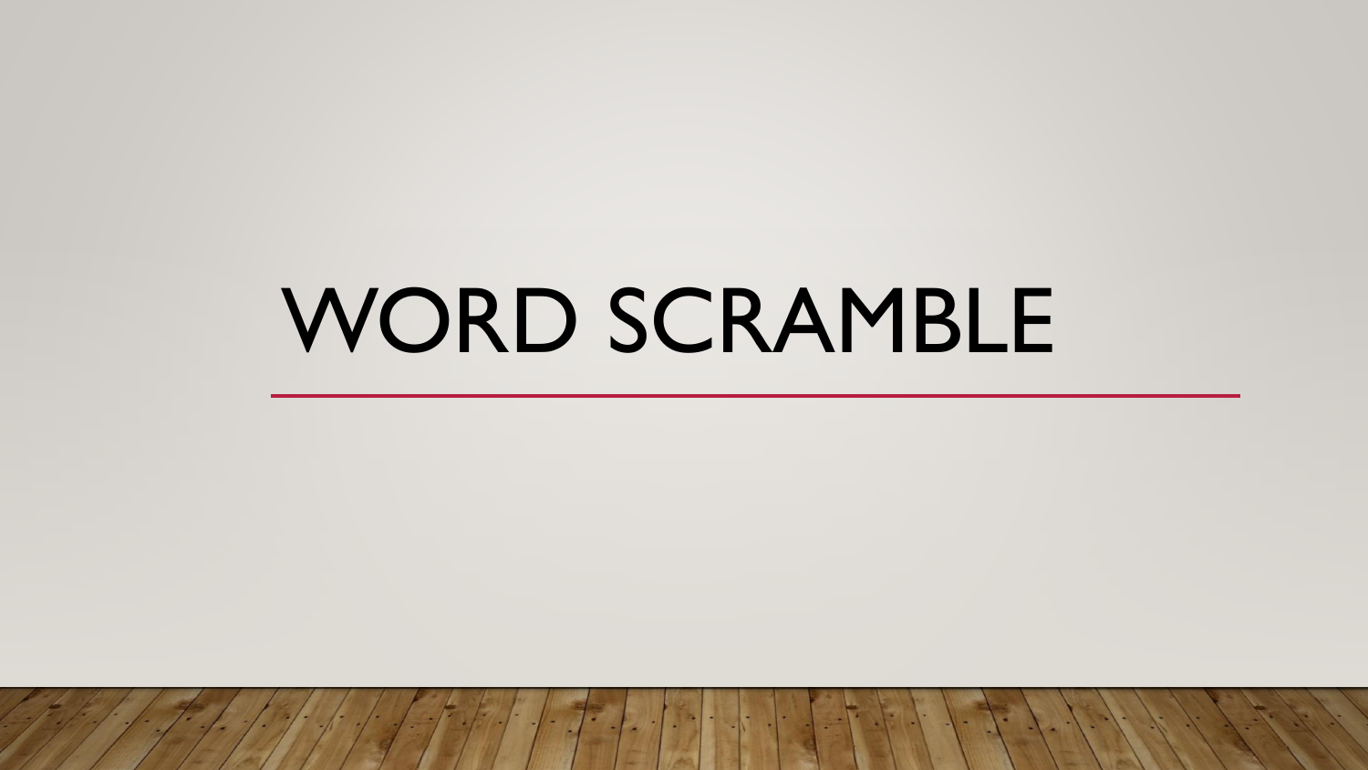# WORD SCRAMBLE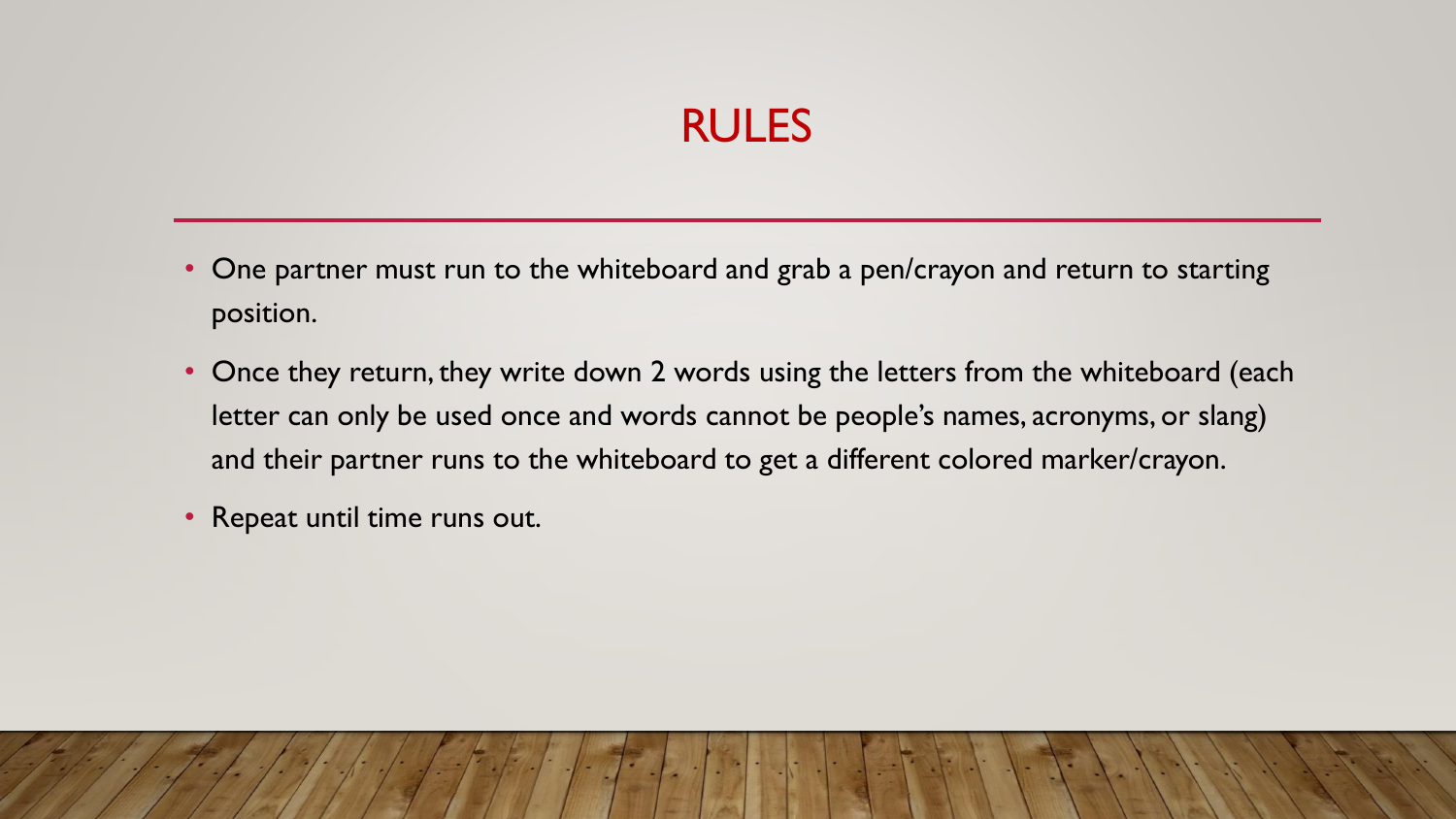# RULES

- One partner must run to the whiteboard and grab a pen/crayon and return to starting position.
- Once they return, they write down 2 words using the letters from the whiteboard (each letter can only be used once and words cannot be people's names, acronyms, or slang) and their partner runs to the whiteboard to get a different colored marker/crayon.
- Repeat until time runs out.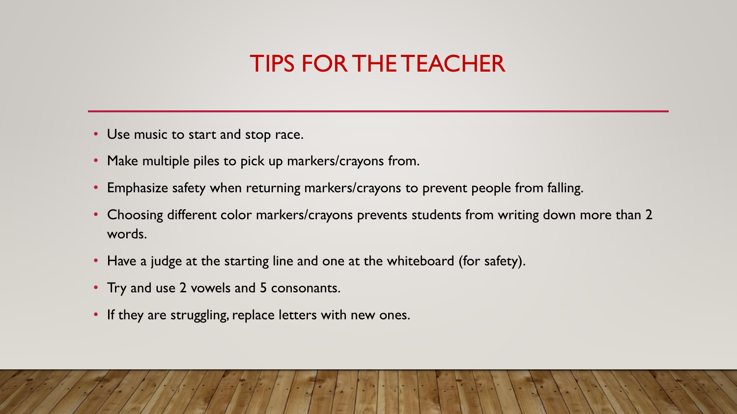# TIPS FOR THE TEACHER

- Use music to start and stop race.
- Make multiple piles to pick up markers/crayons from.
- Emphasize safety when returning markers/crayons to prevent people from falling.
- Choosing different color markers/crayons prevents students from writing down more than 2 words.
- Have a judge at the starting line and one at the whiteboard (for safety).
- Try and use 2 vowels and 5 consonants.
- If they are struggling, replace letters with new ones.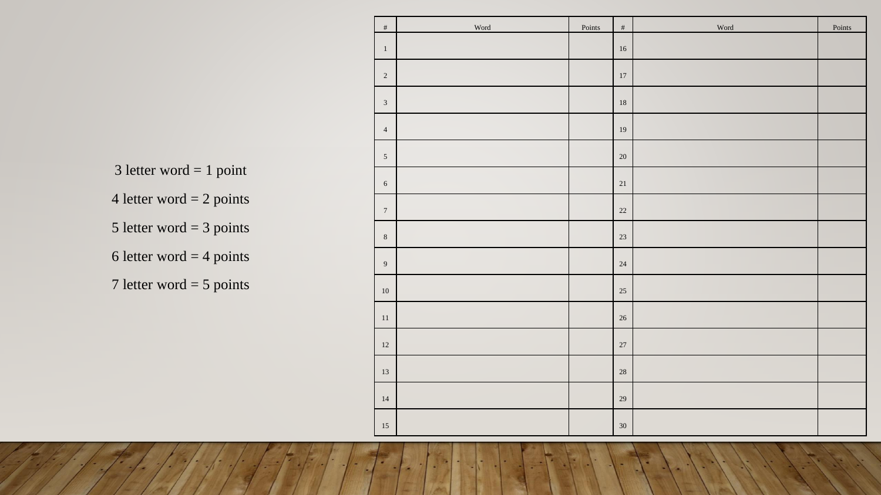3 letter word = 1 point

4 letter word = 2 points

5 letter word = 3 points

6 letter word = 4 points

7 letter word = 5 points

| # | Word | Points | # | Word | Points |
|---|---|---|---|---|---|
| 1 | | | 16 | | |
| 2 | | | 17 | | |
| 3 | | | 18 | | |
| 4 | | | 19 | | |
| 5 | | | 20 | | |
| 6 | | | 21 | | |
| 7 | | | 22 | | |
| 8 | | | 23 | | |
| 9 | | | 24 | | |
| 10 | | | 25 | | |
| 11 | | | 26 | | |
| 12 | | | 27 | | |
| 13 | | | 28 | | |
| 14 | | | 29 | | |
| 15 | | | 30 | | |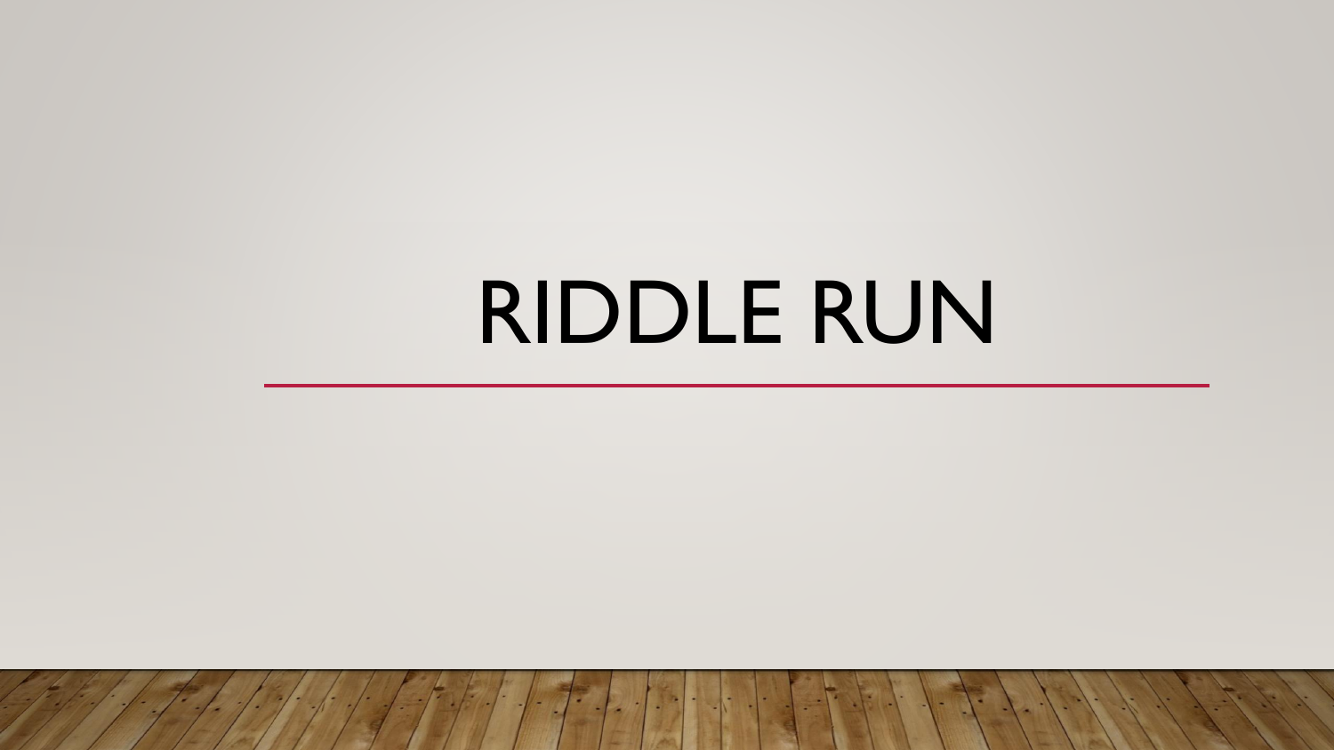# RIDDLE RUN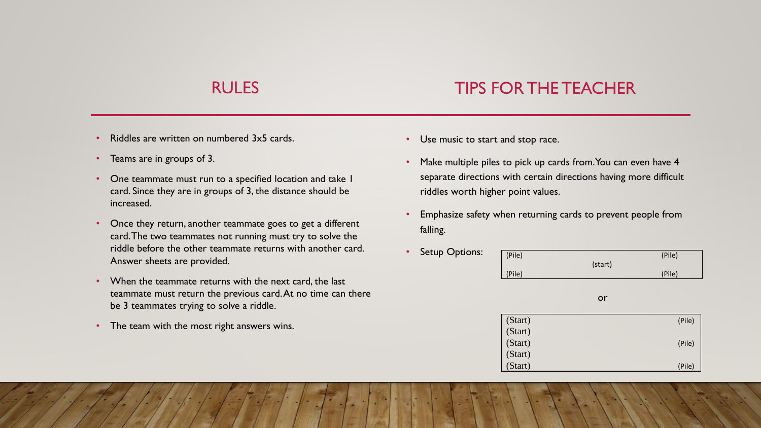## RULES

- Riddles are written on numbered 3x5 cards.
- Teams are in groups of 3.
- One teammate must run to a specified location and take 1 card. Since they are in groups of 3, the distance should be increased.
- Once they return, another teammate goes to get a different card. The two teammates not running must try to solve the riddle before the other teammate returns with another card. Answer sheets are provided.
- When the teammate returns with the next card, the last teammate must return the previous card. At no time can there be 3 teammates trying to solve a riddle.
- The team with the most right answers wins.

## TIPS FOR THE TEACHER

- Use music to start and stop race.
- Make multiple piles to pick up cards from. You can even have 4 separate directions with certain directions having more difficult riddles worth higher point values.
- Emphasize safety when returning cards to prevent people from falling.
- Setup Options:

| (Pile) | | (Pile) |
|---|---|---|
| | (start) | |
| (Pile) | | (Pile) |

or

| (Start) | (Pile) |
|---|---|
| (Start) | |
| (Start) | (Pile) |
| (Start) | |
| (Start) | (Pile) |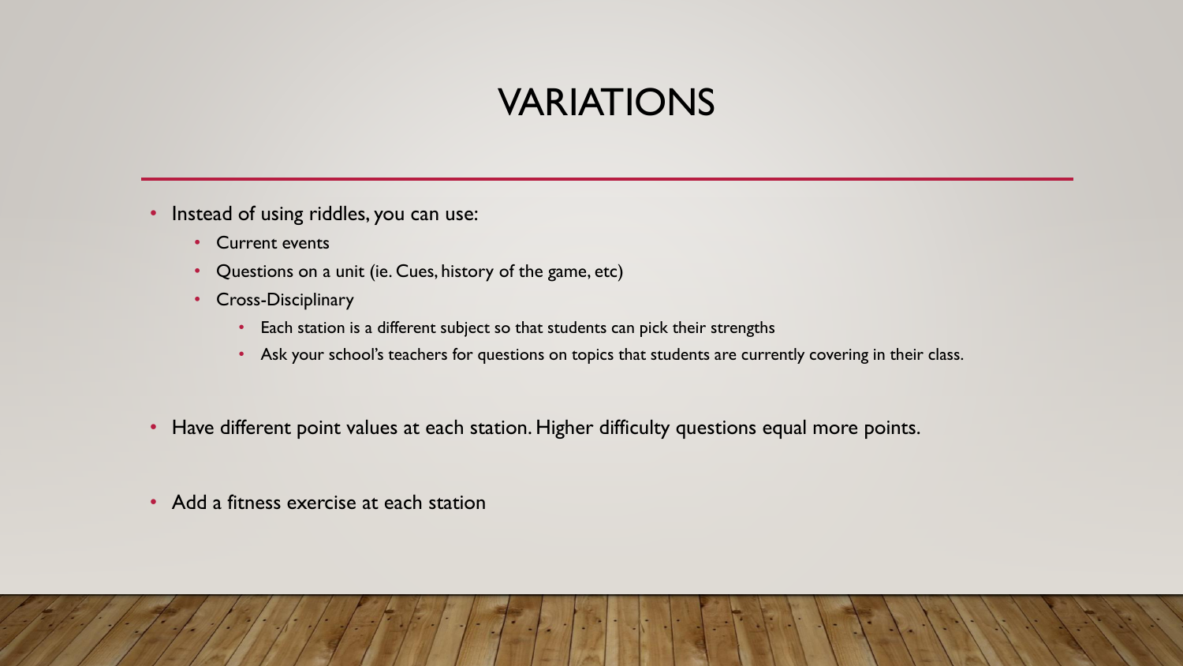# VARIATIONS

- Instead of using riddles, you can use:
  - Current events
  - Questions on a unit (ie. Cues, history of the game, etc)
  - Cross-Disciplinary
    - Each station is a different subject so that students can pick their strengths
    - Ask your school's teachers for questions on topics that students are currently covering in their class.
- Have different point values at each station. Higher difficulty questions equal more points.
- Add a fitness exercise at each station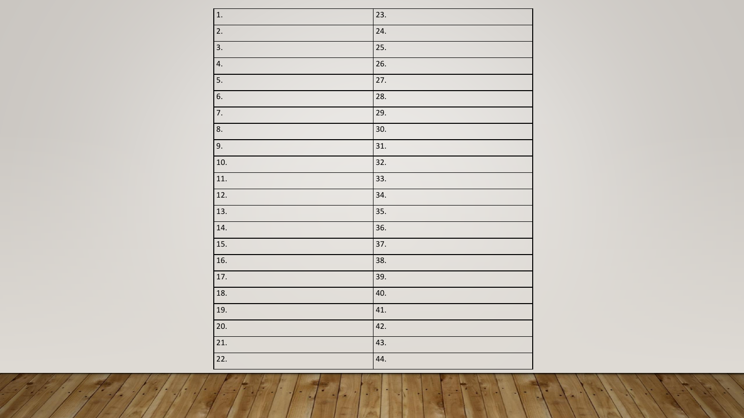| 1. | 23. |
|---|---|
| 2. | 24. |
| 3. | 25. |
| 4. | 26. |
| 5. | 27. |
| 6. | 28. |
| 7. | 29. |
| 8. | 30. |
| 9. | 31. |
| 10. | 32. |
| 11. | 33. |
| 12. | 34. |
| 13. | 35. |
| 14. | 36. |
| 15. | 37. |
| 16. | 38. |
| 17. | 39. |
| 18. | 40. |
| 19. | 41. |
| 20. | 42. |
| 21. | 43. |
| 22. | 44. |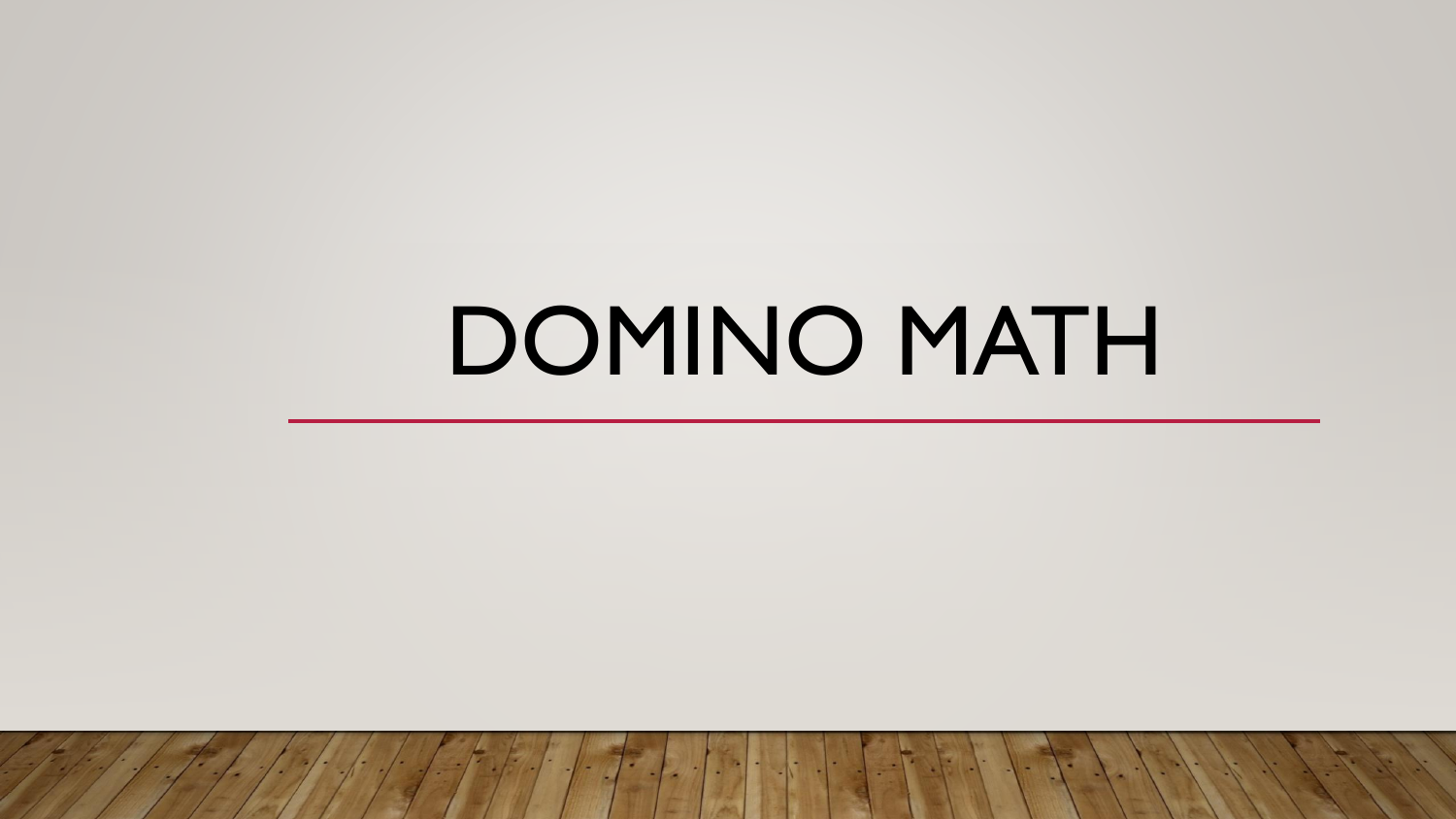# DOMINO MATH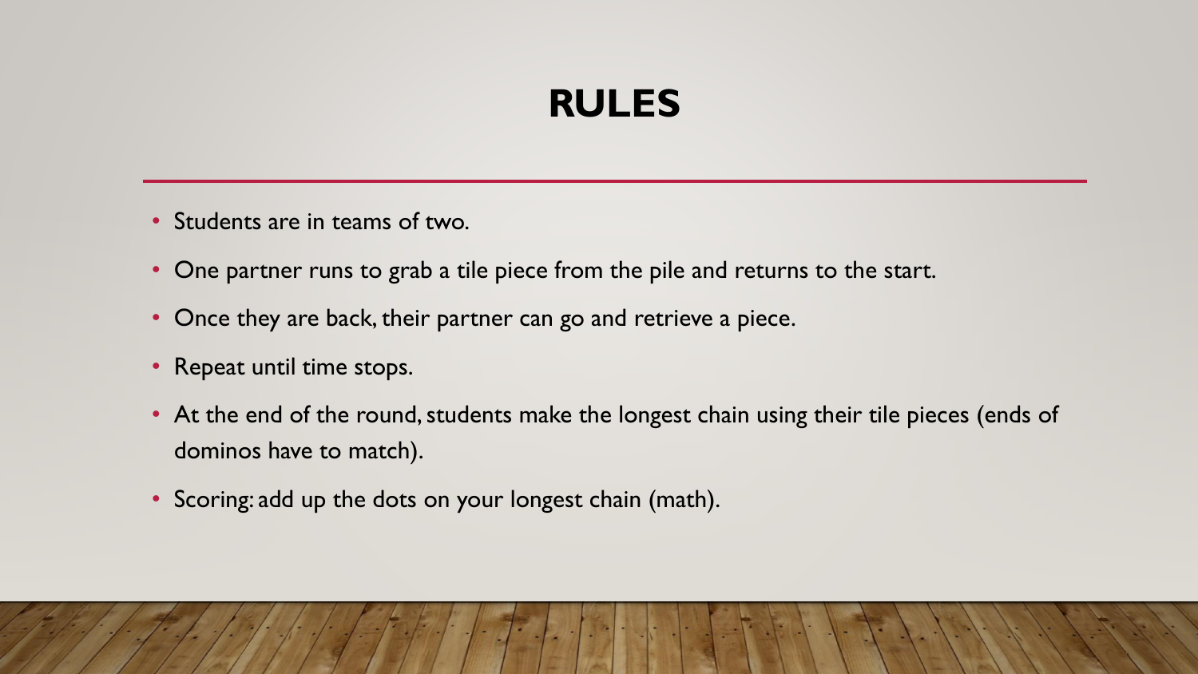# RULES

- Students are in teams of two.
- One partner runs to grab a tile piece from the pile and returns to the start.
- Once they are back, their partner can go and retrieve a piece.
- Repeat until time stops.
- At the end of the round, students make the longest chain using their tile pieces (ends of dominos have to match).
- Scoring: add up the dots on your longest chain (math).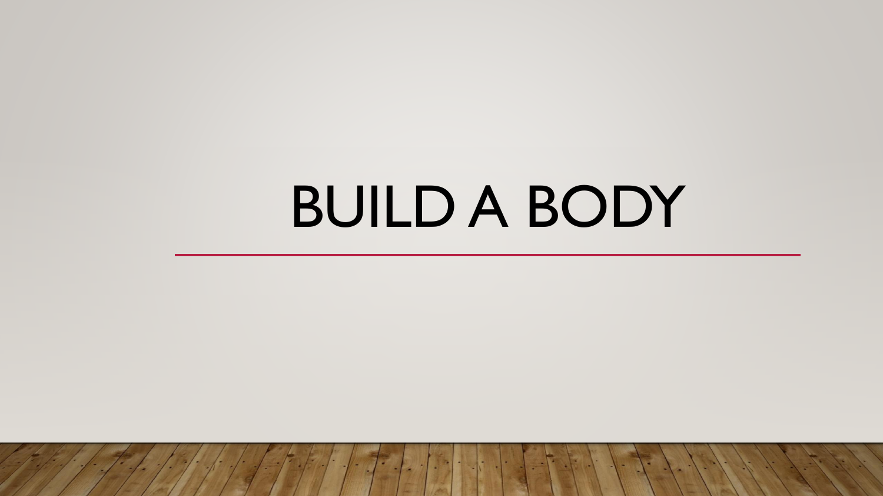# BUILD A BODY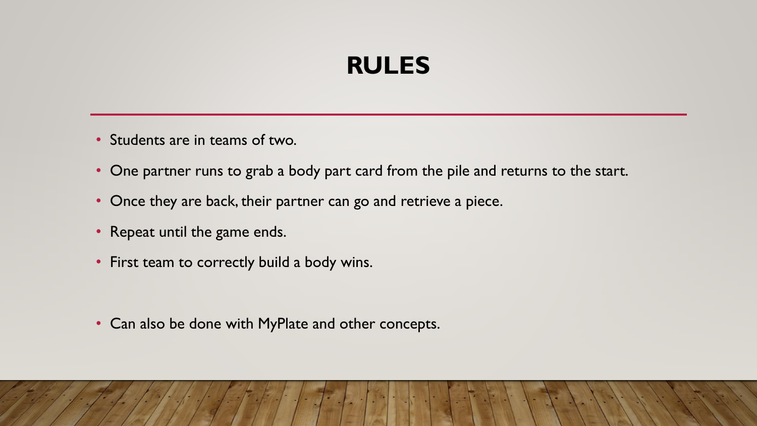# RULES

- Students are in teams of two.
- One partner runs to grab a body part card from the pile and returns to the start.
- Once they are back, their partner can go and retrieve a piece.
- Repeat until the game ends.
- First team to correctly build a body wins.

- Can also be done with MyPlate and other concepts.